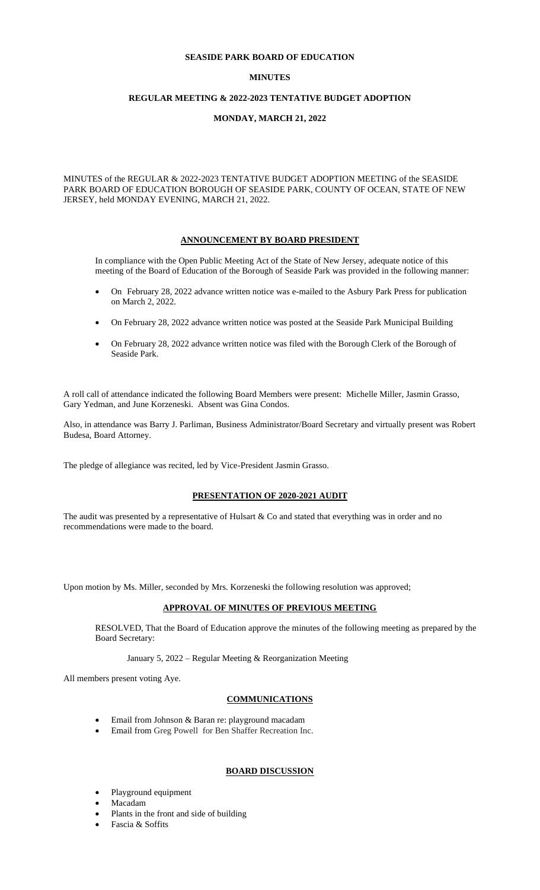**SEASIDE PARK BOARD OF EDUCATION**

**MINUTES**

**REGULAR MEETING & 2022-2023 TENTATIVE BUDGET ADOPTION**

**MONDAY, MARCH 21, 2022**

MINUTES of the REGULAR & 2022-2023 TENTATIVE BUDGET ADOPTION MEETING of the SEASIDE PARK BOARD OF EDUCATION BOROUGH OF SEASIDE PARK, COUNTY OF OCEAN, STATE OF NEW JERSEY, held MONDAY EVENING, MARCH 21, 2022.

**ANNOUNCEMENT BY BOARD PRESIDENT**

In compliance with the Open Public Meeting Act of the State of New Jersey, adequate notice of this meeting of the Board of Education of the Borough of Seaside Park was provided in the following manner:

- On February 28, 2022 advance written notice was e-mailed to the Asbury Park Press for publication on March 2, 2022.
- On February 28, 2022 advance written notice was posted at the Seaside Park Municipal Building
- On February 28, 2022 advance written notice was filed with the Borough Clerk of the Borough of Seaside Park.

A roll call of attendance indicated the following Board Members were present: Michelle Miller, Jasmin Grasso, Gary Yedman, and June Korzeneski. Absent was Gina Condos.

Also, in attendance was Barry J. Parliman, Business Administrator/Board Secretary and virtually present was Robert Budesa, Board Attorney.

The pledge of allegiance was recited, led by Vice-President Jasmin Grasso.

**PRESENTATION OF 2020-2021 AUDIT**

The audit was presented by a representative of Hulsart & Co and stated that everything was in order and no recommendations were made to the board.

Upon motion by Ms. Miller, seconded by Mrs. Korzeneski the following resolution was approved;

**APPROVAL OF MINUTES OF PREVIOUS MEETING**

RESOLVED, That the Board of Education approve the minutes of the following meeting as prepared by the Board Secretary:

January 5, 2022 – Regular Meeting & Reorganization Meeting

All members present voting Aye.

**COMMUNICATIONS**

- Email from Johnson & Baran re: playground macadam
- Email from Greg Powell for Ben Shaffer Recreation Inc.

**BOARD DISCUSSION**

- Playground equipment
- Macadam
- Plants in the front and side of building
- Fascia & Soffits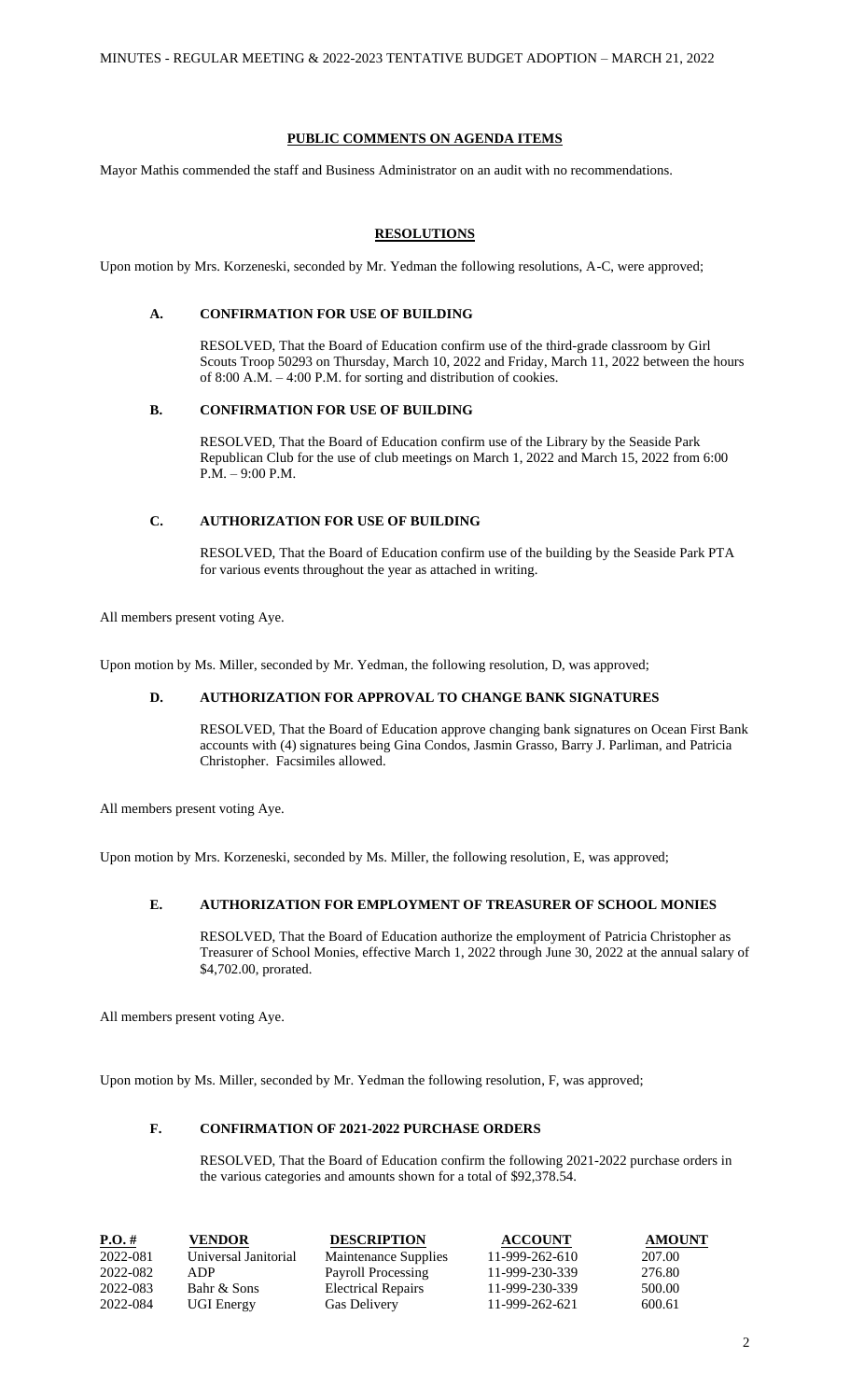## PUBLIC COMMENTS ON AGENDA ITEMS

Mayor Mathis commended the staff and Business Administrator on an audit with no recommendations.

## RESOLUTIONS

Upon motion by Mrs. Korzeneski, seconded by Mr. Yedman the following resolutions, A-C, were approved;

### A. CONFIRMATION FOR USE OF BUILDING

RESOLVED, That the Board of Education confirm use of the third-grade classroom by Girl Scouts Troop 50293 on Thursday, March 10, 2022 and Friday, March 11, 2022 between the hours of 8:00 A.M. – 4:00 P.M. for sorting and distribution of cookies.

### B. CONFIRMATION FOR USE OF BUILDING

RESOLVED, That the Board of Education confirm use of the Library by the Seaside Park Republican Club for the use of club meetings on March 1, 2022 and March 15, 2022 from 6:00 P.M. – 9:00 P.M.

### C. AUTHORIZATION FOR USE OF BUILDING

RESOLVED, That the Board of Education confirm use of the building by the Seaside Park PTA for various events throughout the year as attached in writing.

All members present voting Aye.

Upon motion by Ms. Miller, seconded by Mr. Yedman, the following resolution, D, was approved;

### D. AUTHORIZATION FOR APPROVAL TO CHANGE BANK SIGNATURES

RESOLVED, That the Board of Education approve changing bank signatures on Ocean First Bank accounts with (4) signatures being Gina Condos, Jasmin Grasso, Barry J. Parliman, and Patricia Christopher. Facsimiles allowed.

All members present voting Aye.

Upon motion by Mrs. Korzeneski, seconded by Ms. Miller, the following resolution, E, was approved;

### E. AUTHORIZATION FOR EMPLOYMENT OF TREASURER OF SCHOOL MONIES

RESOLVED, That the Board of Education authorize the employment of Patricia Christopher as Treasurer of School Monies, effective March 1, 2022 through June 30, 2022 at the annual salary of $4,702.00, prorated.

All members present voting Aye.

Upon motion by Ms. Miller, seconded by Mr. Yedman the following resolution, F, was approved;

### F. CONFIRMATION OF 2021-2022 PURCHASE ORDERS

RESOLVED, That the Board of Education confirm the following 2021-2022 purchase orders in the various categories and amounts shown for a total of $92,378.54.

| P.O. # | VENDOR | DESCRIPTION | ACCOUNT | AMOUNT |
|---|---|---|---|---|
| 2022-081 | Universal Janitorial | Maintenance Supplies | 11-999-262-610 | 207.00 |
| 2022-082 | ADP | Payroll Processing | 11-999-230-339 | 276.80 |
| 2022-083 | Bahr & Sons | Electrical Repairs | 11-999-230-339 | 500.00 |
| 2022-084 | UGI Energy | Gas Delivery | 11-999-262-621 | 600.61 |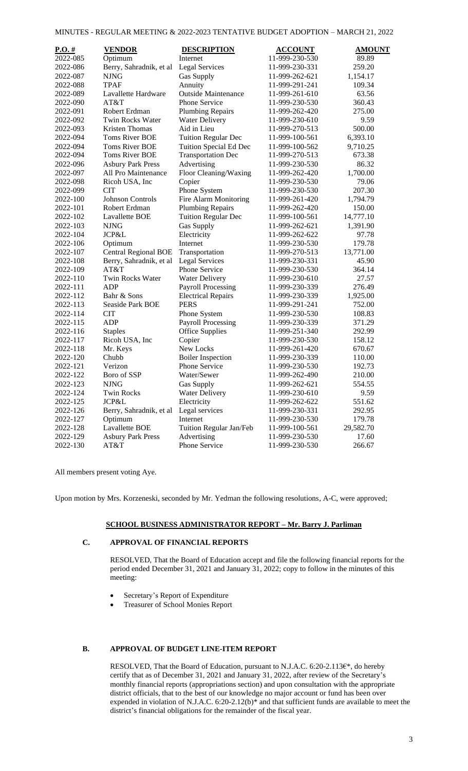| P.O. # | VENDOR | DESCRIPTION | ACCOUNT | AMOUNT |
|---|---|---|---|---|
| 2022-085 | Optimum | Internet | 11-999-230-530 | 89.89 |
| 2022-086 | Berry, Sahradnik, et al | Legal Services | 11-999-230-331 | 259.20 |
| 2022-087 | NJNG | Gas Supply | 11-999-262-621 | 1,154.17 |
| 2022-088 | TPAF | Annuity | 11-999-291-241 | 109.34 |
| 2022-089 | Lavallette Hardware | Outside Maintenance | 11-999-261-610 | 63.56 |
| 2022-090 | AT&T | Phone Service | 11-999-230-530 | 360.43 |
| 2022-091 | Robert Erdman | Plumbing Repairs | 11-999-262-420 | 275.00 |
| 2022-092 | Twin Rocks Water | Water Delivery | 11-999-230-610 | 9.59 |
| 2022-093 | Kristen Thomas | Aid in Lieu | 11-999-270-513 | 500.00 |
| 2022-094 | Toms River BOE | Tuition Regular Dec | 11-999-100-561 | 6,393.10 |
| 2022-094 | Toms River BOE | Tuition Special Ed Dec | 11-999-100-562 | 9,710.25 |
| 2022-094 | Toms River BOE | Transportation Dec | 11-999-270-513 | 673.38 |
| 2022-096 | Asbury Park Press | Advertising | 11-999-230-530 | 86.32 |
| 2022-097 | All Pro Maintenance | Floor Cleaning/Waxing | 11-999-262-420 | 1,700.00 |
| 2022-098 | Ricoh USA, Inc | Copier | 11-999-230-530 | 79.06 |
| 2022-099 | CIT | Phone System | 11-999-230-530 | 207.30 |
| 2022-100 | Johnson Controls | Fire Alarm Monitoring | 11-999-261-420 | 1,794.79 |
| 2022-101 | Robert Erdman | Plumbing Repairs | 11-999-262-420 | 150.00 |
| 2022-102 | Lavallette BOE | Tuition Regular Dec | 11-999-100-561 | 14,777.10 |
| 2022-103 | NJNG | Gas Supply | 11-999-262-621 | 1,391.90 |
| 2022-104 | JCP&L | Electricity | 11-999-262-622 | 97.78 |
| 2022-106 | Optimum | Internet | 11-999-230-530 | 179.78 |
| 2022-107 | Central Regional BOE | Transportation | 11-999-270-513 | 13,771.00 |
| 2022-108 | Berry, Sahradnik, et al | Legal Services | 11-999-230-331 | 45.90 |
| 2022-109 | AT&T | Phone Service | 11-999-230-530 | 364.14 |
| 2022-110 | Twin Rocks Water | Water Delivery | 11-999-230-610 | 27.57 |
| 2022-111 | ADP | Payroll Processing | 11-999-230-339 | 276.49 |
| 2022-112 | Bahr & Sons | Electrical Repairs | 11-999-230-339 | 1,925.00 |
| 2022-113 | Seaside Park BOE | PERS | 11-999-291-241 | 752.00 |
| 2022-114 | CIT | Phone System | 11-999-230-530 | 108.83 |
| 2022-115 | ADP | Payroll Processing | 11-999-230-339 | 371.29 |
| 2022-116 | Staples | Office Supplies | 11-999-251-340 | 292.99 |
| 2022-117 | Ricoh USA, Inc | Copier | 11-999-230-530 | 158.12 |
| 2022-118 | Mr. Keys | New Locks | 11-999-261-420 | 670.67 |
| 2022-120 | Chubb | Boiler Inspection | 11-999-230-339 | 110.00 |
| 2022-121 | Verizon | Phone Service | 11-999-230-530 | 192.73 |
| 2022-122 | Boro of SSP | Water/Sewer | 11-999-262-490 | 210.00 |
| 2022-123 | NJNG | Gas Supply | 11-999-262-621 | 554.55 |
| 2022-124 | Twin Rocks | Water Delivery | 11-999-230-610 | 9.59 |
| 2022-125 | JCP&L | Electricity | 11-999-262-622 | 551.62 |
| 2022-126 | Berry, Sahradnik, et al | Legal services | 11-999-230-331 | 292.95 |
| 2022-127 | Optimum | Internet | 11-999-230-530 | 179.78 |
| 2022-128 | Lavallette BOE | Tuition Regular Jan/Feb | 11-999-100-561 | 29,582.70 |
| 2022-129 | Asbury Park Press | Advertising | 11-999-230-530 | 17.60 |
| 2022-130 | AT&T | Phone Service | 11-999-230-530 | 266.67 |

All members present voting Aye.

Upon motion by Mrs. Korzeneski, seconded by Mr. Yedman the following resolutions, A-C, were approved;

## SCHOOL BUSINESS ADMINISTRATOR REPORT – Mr. Barry J. Parliman

### C. APPROVAL OF FINANCIAL REPORTS

RESOLVED, That the Board of Education accept and file the following financial reports for the period ended December 31, 2021 and January 31, 2022; copy to follow in the minutes of this meeting:

- Secretary's Report of Expenditure
- Treasurer of School Monies Report

### B. APPROVAL OF BUDGET LINE-ITEM REPORT

RESOLVED, That the Board of Education, pursuant to N.J.A.C. 6:20-2.113€*, do hereby certify that as of December 31, 2021 and January 31, 2022, after review of the Secretary's monthly financial reports (appropriations section) and upon consultation with the appropriate district officials, that to the best of our knowledge no major account or fund has been over expended in violation of N.J.A.C. 6:20-2.12(b)* and that sufficient funds are available to meet the district's financial obligations for the remainder of the fiscal year.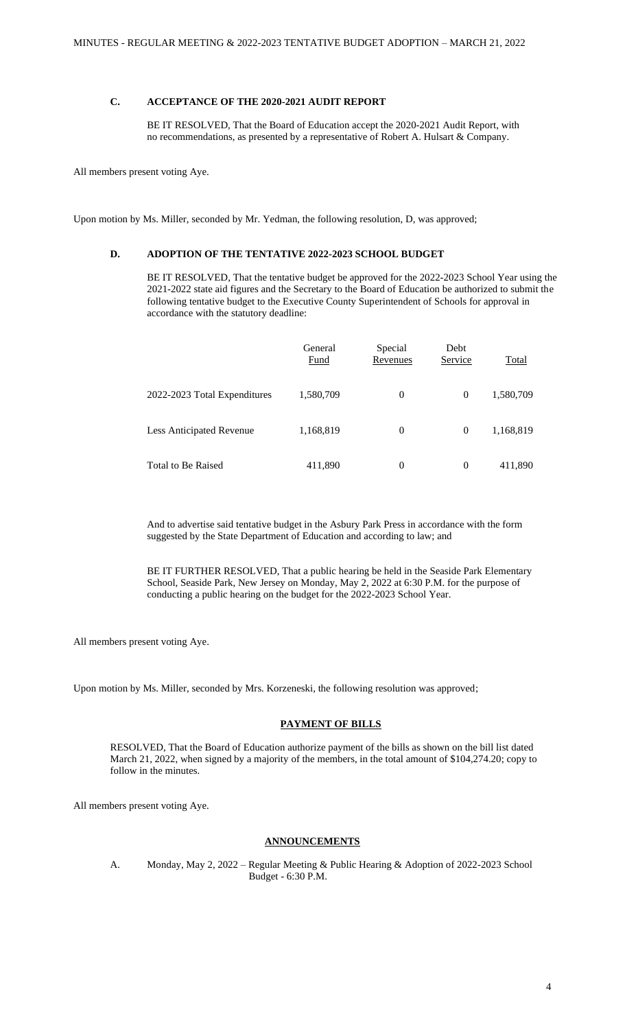### C. ACCEPTANCE OF THE 2020-2021 AUDIT REPORT

BE IT RESOLVED, That the Board of Education accept the 2020-2021 Audit Report, with no recommendations, as presented by a representative of Robert A. Hulsart & Company.

All members present voting Aye.

Upon motion by Ms. Miller, seconded by Mr. Yedman, the following resolution, D, was approved;

### D. ADOPTION OF THE TENTATIVE 2022-2023 SCHOOL BUDGET

BE IT RESOLVED, That the tentative budget be approved for the 2022-2023 School Year using the 2021-2022 state aid figures and the Secretary to the Board of Education be authorized to submit the following tentative budget to the Executive County Superintendent of Schools for approval in accordance with the statutory deadline:

| | General Fund | Special Revenues | Debt Service | Total |
|---|---|---|---|---|
| 2022-2023 Total Expenditures | 1,580,709 | 0 | 0 | 1,580,709 |
| Less Anticipated Revenue | 1,168,819 | 0 | 0 | 1,168,819 |
| Total to Be Raised | 411,890 | 0 | 0 | 411,890 |

And to advertise said tentative budget in the Asbury Park Press in accordance with the form suggested by the State Department of Education and according to law; and

BE IT FURTHER RESOLVED, That a public hearing be held in the Seaside Park Elementary School, Seaside Park, New Jersey on Monday, May 2, 2022 at 6:30 P.M. for the purpose of conducting a public hearing on the budget for the 2022-2023 School Year.

All members present voting Aye.

Upon motion by Ms. Miller, seconded by Mrs. Korzeneski, the following resolution was approved;

## PAYMENT OF BILLS

RESOLVED, That the Board of Education authorize payment of the bills as shown on the bill list dated March 21, 2022, when signed by a majority of the members, in the total amount of $104,274.20; copy to follow in the minutes.

All members present voting Aye.

## ANNOUNCEMENTS

A. Monday, May 2, 2022 – Regular Meeting & Public Hearing & Adoption of 2022-2023 School Budget - 6:30 P.M.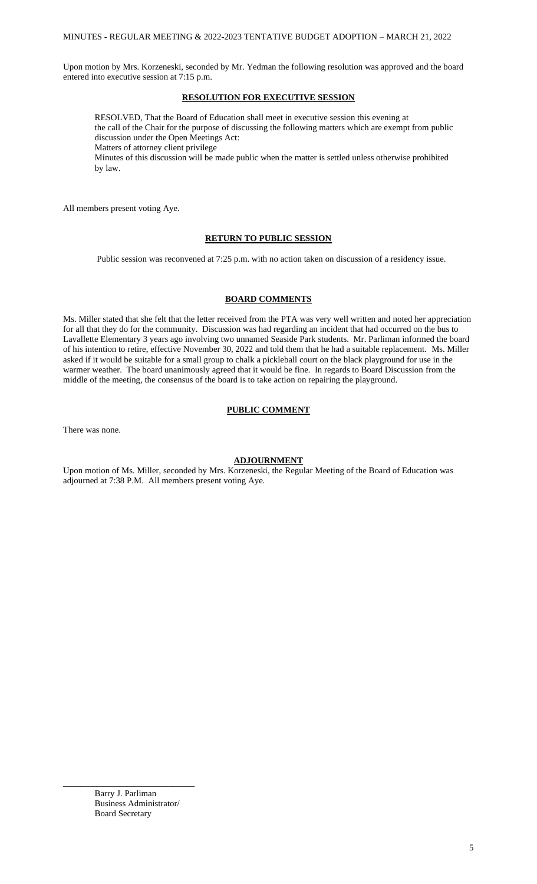Upon motion by Mrs. Korzeneski, seconded by Mr. Yedman the following resolution was approved and the board entered into executive session at 7:15 p.m.

## RESOLUTION FOR EXECUTIVE SESSION

RESOLVED, That the Board of Education shall meet in executive session this evening at the call of the Chair for the purpose of discussing the following matters which are exempt from public discussion under the Open Meetings Act:
Matters of attorney client privilege
Minutes of this discussion will be made public when the matter is settled unless otherwise prohibited by law.

All members present voting Aye.

## RETURN TO PUBLIC SESSION

Public session was reconvened at 7:25 p.m. with no action taken on discussion of a residency issue.

## BOARD COMMENTS

Ms. Miller stated that she felt that the letter received from the PTA was very well written and noted her appreciation for all that they do for the community. Discussion was had regarding an incident that had occurred on the bus to Lavallette Elementary 3 years ago involving two unnamed Seaside Park students. Mr. Parliman informed the board of his intention to retire, effective November 30, 2022 and told them that he had a suitable replacement. Ms. Miller asked if it would be suitable for a small group to chalk a pickleball court on the black playground for use in the warmer weather. The board unanimously agreed that it would be fine. In regards to Board Discussion from the middle of the meeting, the consensus of the board is to take action on repairing the playground.

## PUBLIC COMMENT

There was none.

## ADJOURNMENT

Upon motion of Ms. Miller, seconded by Mrs. Korzeneski, the Regular Meeting of the Board of Education was adjourned at 7:38 P.M. All members present voting Aye.

\_\_\_\_\_\_\_\_\_\_\_\_\_\_\_\_\_\_\_\_\_\_\_\_\_\_\_\_\_\_

Barry J. Parliman
Business Administrator/
Board Secretary